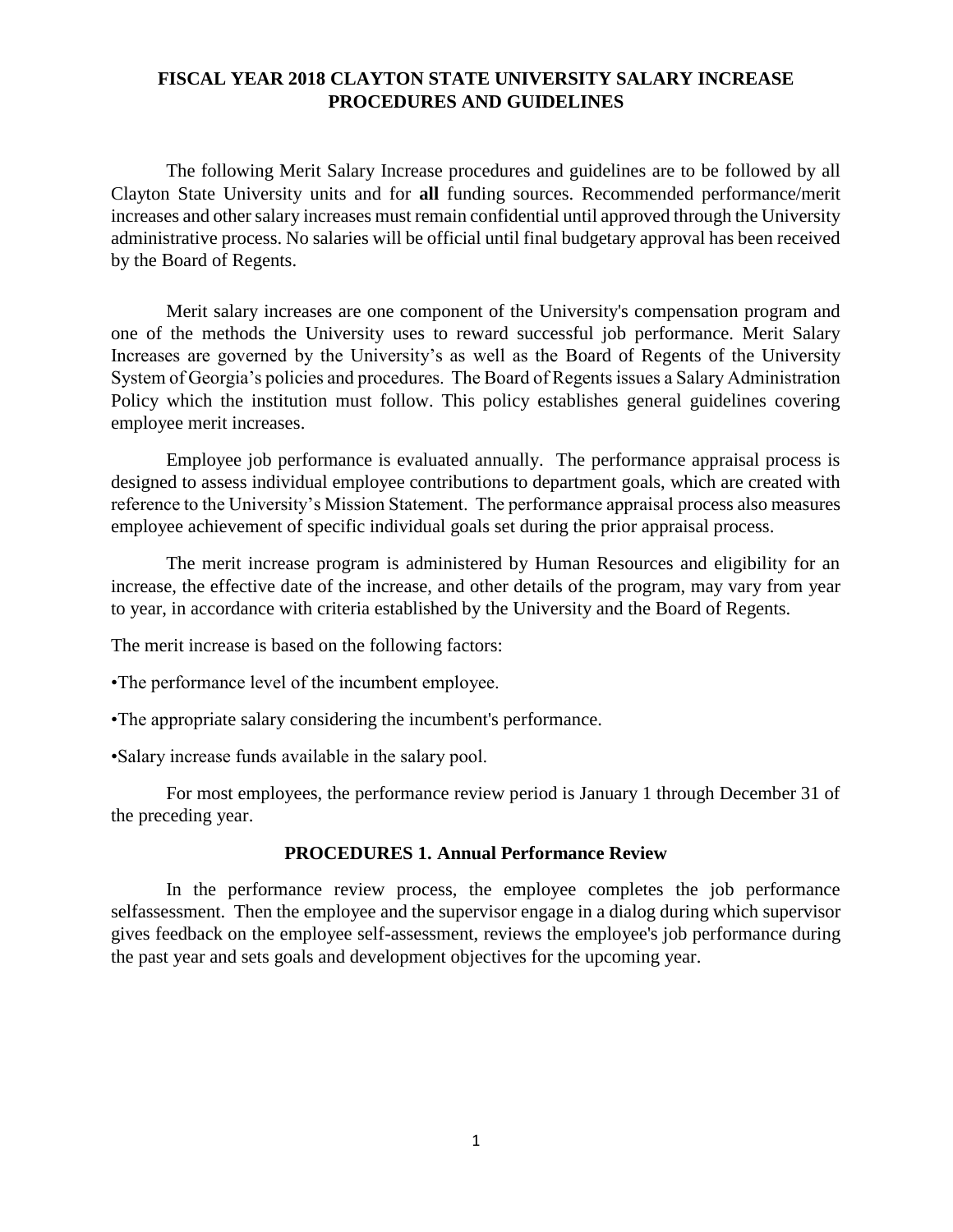# FISCAL YEAR 2018 CLAYTON STATE UNIVERSITY SALARY INCREASE PROCEDURES AND GUIDELINES

The following Merit Salary Increase procedures and guidelines are to be followed by all Clayton State University units and for **all** funding sources. Recommended performance/merit increases and other salary increases must remain confidential until approved through the University administrative process. No salaries will be official until final budgetary approval has been received by the Board of Regents.

Merit salary increases are one component of the University's compensation program and one of the methods the University uses to reward successful job performance. Merit Salary Increases are governed by the University's as well as the Board of Regents of the University System of Georgia's policies and procedures. The Board of Regents issues a Salary Administration Policy which the institution must follow. This policy establishes general guidelines covering employee merit increases.

Employee job performance is evaluated annually. The performance appraisal process is designed to assess individual employee contributions to department goals, which are created with reference to the University's Mission Statement. The performance appraisal process also measures employee achievement of specific individual goals set during the prior appraisal process.

The merit increase program is administered by Human Resources and eligibility for an increase, the effective date of the increase, and other details of the program, may vary from year to year, in accordance with criteria established by the University and the Board of Regents.

The merit increase is based on the following factors:

•The performance level of the incumbent employee.

•The appropriate salary considering the incumbent's performance.

•Salary increase funds available in the salary pool.

For most employees, the performance review period is January 1 through December 31 of the preceding year.

## PROCEDURES 1. Annual Performance Review

In the performance review process, the employee completes the job performance selfassessment. Then the employee and the supervisor engage in a dialog during which supervisor gives feedback on the employee self-assessment, reviews the employee's job performance during the past year and sets goals and development objectives for the upcoming year.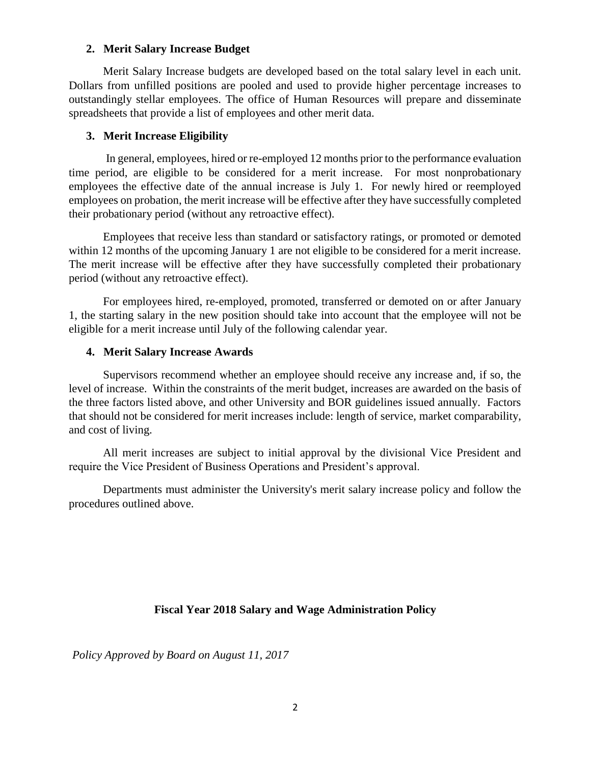## 2. Merit Salary Increase Budget

Merit Salary Increase budgets are developed based on the total salary level in each unit. Dollars from unfilled positions are pooled and used to provide higher percentage increases to outstandingly stellar employees. The office of Human Resources will prepare and disseminate spreadsheets that provide a list of employees and other merit data.

## 3. Merit Increase Eligibility

In general, employees, hired or re-employed 12 months prior to the performance evaluation time period, are eligible to be considered for a merit increase. For most nonprobationary employees the effective date of the annual increase is July 1. For newly hired or reemployed employees on probation, the merit increase will be effective after they have successfully completed their probationary period (without any retroactive effect).

Employees that receive less than standard or satisfactory ratings, or promoted or demoted within 12 months of the upcoming January 1 are not eligible to be considered for a merit increase. The merit increase will be effective after they have successfully completed their probationary period (without any retroactive effect).

For employees hired, re-employed, promoted, transferred or demoted on or after January 1, the starting salary in the new position should take into account that the employee will not be eligible for a merit increase until July of the following calendar year.

## 4. Merit Salary Increase Awards

Supervisors recommend whether an employee should receive any increase and, if so, the level of increase. Within the constraints of the merit budget, increases are awarded on the basis of the three factors listed above, and other University and BOR guidelines issued annually. Factors that should not be considered for merit increases include: length of service, market comparability, and cost of living.

All merit increases are subject to initial approval by the divisional Vice President and require the Vice President of Business Operations and President's approval.

Departments must administer the University's merit salary increase policy and follow the procedures outlined above.

**Fiscal Year 2018 Salary and Wage Administration Policy**

*Policy Approved by Board on August 11, 2017*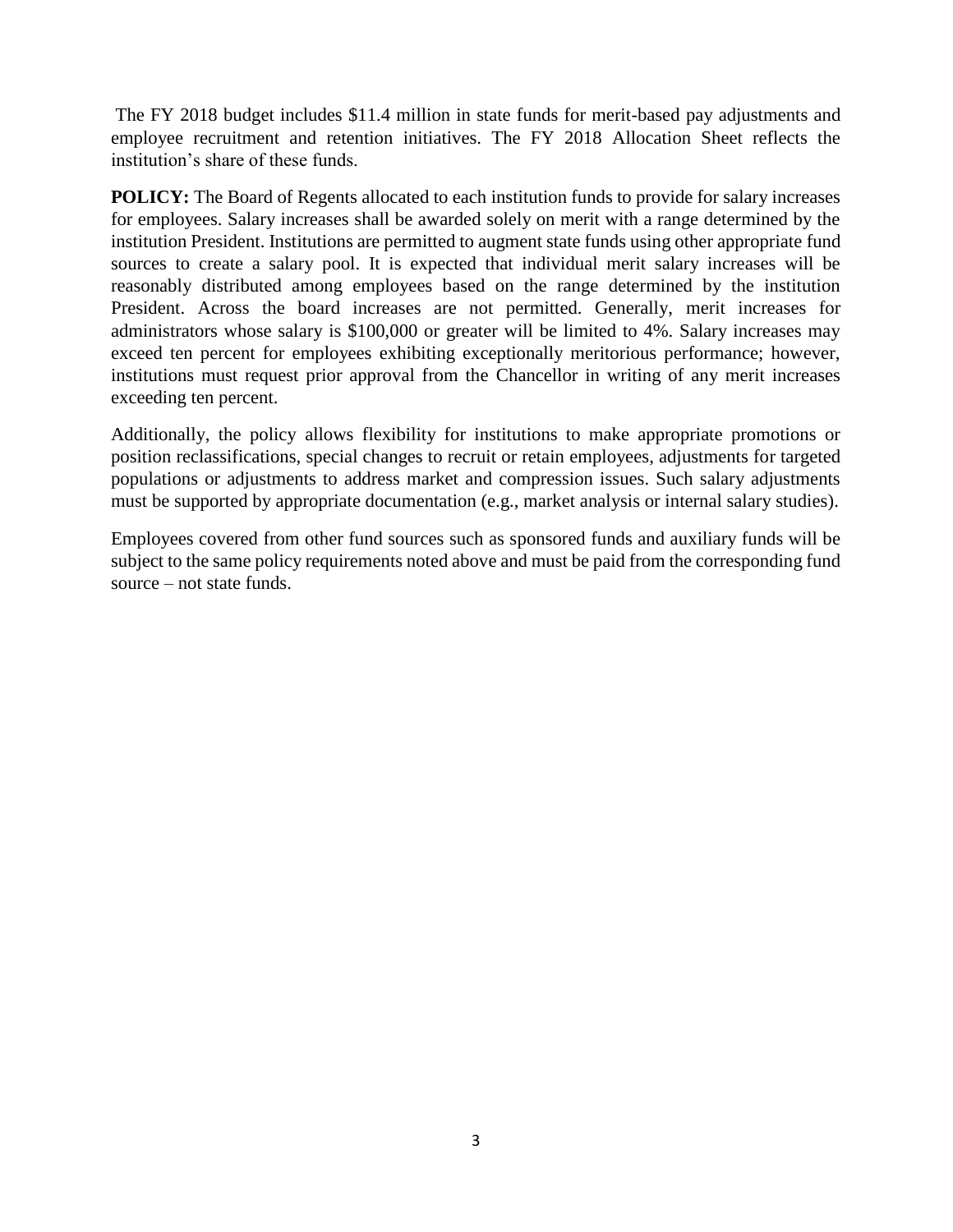The FY 2018 budget includes $11.4 million in state funds for merit-based pay adjustments and employee recruitment and retention initiatives. The FY 2018 Allocation Sheet reflects the institution's share of these funds.

**POLICY:** The Board of Regents allocated to each institution funds to provide for salary increases for employees. Salary increases shall be awarded solely on merit with a range determined by the institution President. Institutions are permitted to augment state funds using other appropriate fund sources to create a salary pool. It is expected that individual merit salary increases will be reasonably distributed among employees based on the range determined by the institution President. Across the board increases are not permitted. Generally, merit increases for administrators whose salary is $100,000 or greater will be limited to 4%. Salary increases may exceed ten percent for employees exhibiting exceptionally meritorious performance; however, institutions must request prior approval from the Chancellor in writing of any merit increases exceeding ten percent.

Additionally, the policy allows flexibility for institutions to make appropriate promotions or position reclassifications, special changes to recruit or retain employees, adjustments for targeted populations or adjustments to address market and compression issues. Such salary adjustments must be supported by appropriate documentation (e.g., market analysis or internal salary studies).

Employees covered from other fund sources such as sponsored funds and auxiliary funds will be subject to the same policy requirements noted above and must be paid from the corresponding fund source – not state funds.